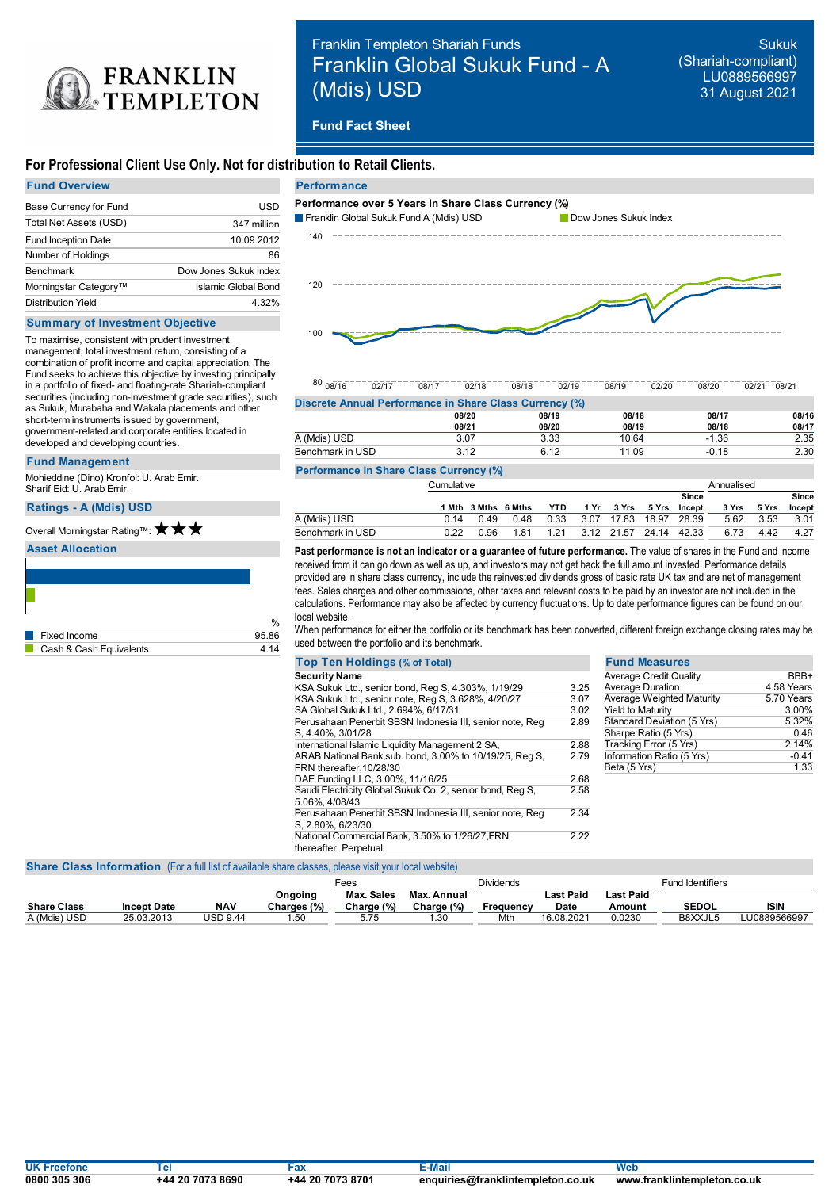FRANKLIN TEMPLETON

# Franklin Templeton Shariah Funds
# Franklin Global Sukuk Fund - A (Mdis) USD

Sukuk (Shariah-compliant)
LU0889566997
31 August 2021

**Fund Fact Sheet**

**For Professional Client Use Only. Not for distribution to Retail Clients.**

## Fund Overview

| | |
|---|---|
| Base Currency for Fund | USD |
| Total Net Assets (USD) | 347 million |
| Fund Inception Date | 10.09.2012 |
| Number of Holdings | 86 |
| Benchmark | Dow Jones Sukuk Index |
| Morningstar Category™ | Islamic Global Bond |
| Distribution Yield | 4.32% |

## Summary of Investment Objective

To maximise, consistent with prudent investment management, total investment return, consisting of a combination of profit income and capital appreciation. The Fund seeks to achieve this objective by investing principally in a portfolio of fixed- and floating-rate Shariah-compliant securities (including non-investment grade securities), such as Sukuk, Murabaha and Wakala placements and other short-term instruments issued by government, government-related and corporate entities located in developed and developing countries.

## Fund Management

Mohieddine (Dino) Kronfol: U. Arab Emir.
Sharif Eid: U. Arab Emir.

## Ratings - A (Mdis) USD

Overall Morningstar Rating™: ★★★

## Asset Allocation

| | % |
|---|---|
| Fixed Income | 95.86 |
| Cash & Cash Equivalents | 4.14 |

## Performance

**Performance over 5 Years in Share Class Currency (%)**

Franklin Global Sukuk Fund A (Mdis) USD — Dow Jones Sukuk Index

### Discrete Annual Performance in Share Class Currency (%)

| | 08/20 08/21 | 08/19 08/20 | 08/18 08/19 | 08/17 08/18 | 08/16 08/17 |
|---|---|---|---|---|---|
| A (Mdis) USD | 3.07 | 3.33 | 10.64 | -1.36 | 2.35 |
| Benchmark in USD | 3.12 | 6.12 | 11.09 | -0.18 | 2.30 |

### Performance in Share Class Currency (%)

| | Cumulative | | | | | | | | | Annualised | | |
|---|---|---|---|---|---|---|---|---|---|---|---|---|
| | 1 Mth | 3 Mths | 6 Mths | YTD | 1 Yr | 3 Yrs | 5 Yrs | Since Incept | | 3 Yrs | 5 Yrs | Since Incept |
| A (Mdis) USD | 0.14 | 0.49 | 0.48 | 0.33 | 3.07 | 17.83 | 18.97 | 28.39 | | 5.62 | 3.53 | 3.01 |
| Benchmark in USD | 0.22 | 0.96 | 1.81 | 1.21 | 3.12 | 21.57 | 24.14 | 42.33 | | 6.73 | 4.42 | 4.27 |

**Past performance is not an indicator or a guarantee of future performance.** The value of shares in the Fund and income received from it can go down as well as up, and investors may not get back the full amount invested. Performance details provided are in share class currency, include the reinvested dividends gross of basic rate UK tax and are net of management fees. Sales charges and other commissions, other taxes and relevant costs to be paid by an investor are not included in the calculations. Performance may also be affected by currency fluctuations. Up to date performance figures can be found on our local website.

When performance for either the portfolio or its benchmark has been converted, different foreign exchange closing rates may be used between the portfolio and its benchmark.

## Top Ten Holdings (% of Total)

| Security Name | |
|---|---|
| KSA Sukuk Ltd., senior bond, Reg S, 4.303%, 1/19/29 | 3.25 |
| KSA Sukuk Ltd., senior note, Reg S, 3.628%, 4/20/27 | 3.07 |
| SA Global Sukuk Ltd., 2.694%, 6/17/31 | 3.02 |
| Perusahaan Penerbit SBSN Indonesia III, senior note, Reg S, 4.40%, 3/01/28 | 2.89 |
| International Islamic Liquidity Management 2 SA, | 2.88 |
| ARAB National Bank,sub. bond, 3.00% to 10/19/25, Reg S, FRN thereafter,10/28/30 | 2.79 |
| DAE Funding LLC, 3.00%, 11/16/25 | 2.68 |
| Saudi Electricity Global Sukuk Co. 2, senior bond, Reg S, 5.06%, 4/08/43 | 2.58 |
| Perusahaan Penerbit SBSN Indonesia III, senior note, Reg S, 2.80%, 6/23/30 | 2.34 |
| National Commercial Bank, 3.50% to 1/26/27,FRN thereafter, Perpetual | 2.22 |

## Fund Measures

| | |
|---|---|
| Average Credit Quality | BBB+ |
| Average Duration | 4.58 Years |
| Average Weighted Maturity | 5.70 Years |
| Yield to Maturity | 3.00% |
| Standard Deviation (5 Yrs) | 5.32% |
| Sharpe Ratio (5 Yrs) | 0.46 |
| Tracking Error (5 Yrs) | 2.14% |
| Information Ratio (5 Yrs) | -0.41 |
| Beta (5 Yrs) | 1.33 |

## Share Class Information (For a full list of available share classes, please visit your local website)

| | | | | Fees | | Dividends | | | Fund Identifiers | |
|---|---|---|---|---|---|---|---|---|---|---|
| Share Class | Incept Date | NAV | Ongoing Charges (%) | Max. Sales Charge (%) | Max. Annual Charge (%) | Frequency | Last Paid Date | Last Paid Amount | SEDOL | ISIN |
| A (Mdis) USD | 25.03.2013 | USD 9.44 | 1.50 | 5.75 | 1.30 | Mth | 16.08.2021 | 0.0230 | B8XXJL5 | LU0889566997 |

| UK Freefone | Tel | Fax | E-Mail | Web |
|---|---|---|---|---|
| 0800 305 306 | +44 20 7073 8690 | +44 20 7073 8701 | enquiries@franklintempleton.co.uk | www.franklintempleton.co.uk |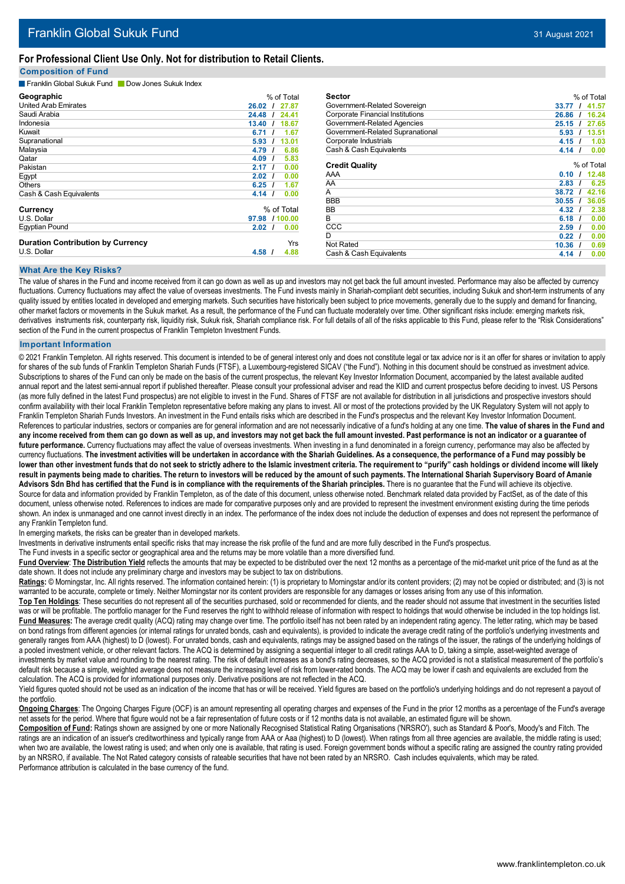# Franklin Global Sukuk Fund

31 August 2021

## For Professional Client Use Only. Not for distribution to Retail Clients.

### Composition of Fund

Franklin Global Sukuk Fund / Dow Jones Sukuk Index

| Geographic | % of Total |
|---|---|
| United Arab Emirates | 26.02 / 27.87 |
| Saudi Arabia | 24.48 / 24.41 |
| Indonesia | 13.40 / 18.67 |
| Kuwait | 6.71 / 1.67 |
| Supranational | 5.93 / 13.01 |
| Malaysia | 4.79 / 6.86 |
| Qatar | 4.09 / 5.83 |
| Pakistan | 2.17 / 0.00 |
| Egypt | 2.02 / 0.00 |
| Others | 6.25 / 1.67 |
| Cash & Cash Equivalents | 4.14 / 0.00 |

| Currency | % of Total |
|---|---|
| U.S. Dollar | 97.98 / 100.00 |
| Egyptian Pound | 2.02 / 0.00 |

| Duration Contribution by Currency | Yrs |
|---|---|
| U.S. Dollar | 4.58 / 4.88 |

| Sector | % of Total |
|---|---|
| Government-Related Sovereign | 33.77 / 41.57 |
| Corporate Financial Institutions | 26.86 / 16.24 |
| Government-Related Agencies | 25.15 / 27.65 |
| Government-Related Supranational | 5.93 / 13.51 |
| Corporate Industrials | 4.15 / 1.03 |
| Cash & Cash Equivalents | 4.14 / 0.00 |

| Credit Quality | % of Total |
|---|---|
| AAA | 0.10 / 12.48 |
| AA | 2.83 / 6.25 |
| A | 38.72 / 42.16 |
| BBB | 30.55 / 36.05 |
| BB | 4.32 / 2.38 |
| B | 6.18 / 0.00 |
| CCC | 2.59 / 0.00 |
| D | 0.22 / 0.00 |
| Not Rated | 10.36 / 0.69 |
| Cash & Cash Equivalents | 4.14 / 0.00 |

### What Are the Key Risks?

The value of shares in the Fund and income received from it can go down as well as up and investors may not get back the full amount invested. Performance may also be affected by currency fluctuations. Currency fluctuations may affect the value of overseas investments. The Fund invests mainly in Shariah-compliant debt securities, including Sukuk and short-term instruments of any quality issued by entities located in developed and emerging markets. Such securities have historically been subject to price movements, generally due to the supply and demand for financing, other market factors or movements in the Sukuk market. As a result, the performance of the Fund can fluctuate moderately over time. Other significant risks include: emerging markets risk, derivatives instruments risk, counterparty risk, liquidity risk, Sukuk risk, Shariah compliance risk. For full details of all of the risks applicable to this Fund, please refer to the "Risk Considerations" section of the Fund in the current prospectus of Franklin Templeton Investment Funds.

### Important Information

© 2021 Franklin Templeton. All rights reserved. This document is intended to be of general interest only and does not constitute legal or tax advice nor is it an offer for shares or invitation to apply for shares of the sub funds of Franklin Templeton Shariah Funds (FTSF), a Luxembourg-registered SICAV ("the Fund"). Nothing in this document should be construed as investment advice. Subscriptions to shares of the Fund can only be made on the basis of the current prospectus, the relevant Key Investor Information Document, accompanied by the latest available audited annual report and the latest semi-annual report if published thereafter. Please consult your professional adviser and read the KIID and current prospectus before deciding to invest. US Persons (as more fully defined in the latest Fund prospectus) are not eligible to invest in the Fund. Shares of FTSF are not available for distribution in all jurisdictions and prospective investors should confirm availability with their local Franklin Templeton representative before making any plans to invest. All or most of the protections provided by the UK Regulatory System will not apply to Franklin Templeton Shariah Funds Investors. An investment in the Fund entails risks which are described in the Fund's prospectus and the relevant Key Investor Information Document. References to particular industries, sectors or companies are for general information and are not necessarily indicative of a fund's holding at any one time. **The value of shares in the Fund and any income received from them can go down as well as up, and investors may not get back the full amount invested. Past performance is not an indicator or a guarantee of future performance.** Currency fluctuations may affect the value of overseas investments. When investing in a fund denominated in a foreign currency, performance may also be affected by currency fluctuations. **The investment activities will be undertaken in accordance with the Shariah Guidelines. As a consequence, the performance of a Fund may possibly be lower than other investment funds that do not seek to strictly adhere to the Islamic investment criteria. The requirement to "purify" cash holdings or dividend income will likely result in payments being made to charities. The return to investors will be reduced by the amount of such payments. The International Shariah Supervisory Board of Amanie Advisors Sdn Bhd has certified that the Fund is in compliance with the requirements of the Shariah principles.** There is no guarantee that the Fund will achieve its objective.

Source for data and information provided by Franklin Templeton, as of the date of this document, unless otherwise noted. Benchmark related data provided by FactSet, as of the date of this document, unless otherwise noted. References to indices are made for comparative purposes only and are provided to represent the investment environment existing during the time periods shown. An index is unmanaged and one cannot invest directly in an index. The performance of the index does not include the deduction of expenses and does not represent the performance of any Franklin Templeton fund.

In emerging markets, the risks can be greater than in developed markets.

Investments in derivative instruments entail specific risks that may increase the risk profile of the fund and are more fully described in the Fund's prospectus.

The Fund invests in a specific sector or geographical area and the returns may be more volatile than a more diversified fund.

**Fund Overview**: **The Distribution Yield** reflects the amounts that may be expected to be distributed over the next 12 months as a percentage of the mid-market unit price of the fund as at the date shown. It does not include any preliminary charge and investors may be subject to tax on distributions.

**Ratings:** © Morningstar, Inc. All rights reserved. The information contained herein: (1) is proprietary to Morningstar and/or its content providers; (2) may not be copied or distributed; and (3) is not warranted to be accurate, complete or timely. Neither Morningstar nor its content providers are responsible for any damages or losses arising from any use of this information.

**Top Ten Holdings**: These securities do not represent all of the securities purchased, sold or recommended for clients, and the reader should not assume that investment in the securities listed was or will be profitable. The portfolio manager for the Fund reserves the right to withhold release of information with respect to holdings that would otherwise be included in the top holdings list.

**Fund Measures:** The average credit quality (ACQ) rating may change over time. The portfolio itself has not been rated by an independent rating agency. The letter rating, which may be based on bond ratings from different agencies (or internal ratings for unrated bonds, cash and equivalents), is provided to indicate the average credit rating of the portfolio's underlying investments and generally ranges from AAA (highest) to D (lowest). For unrated bonds, cash and equivalents, ratings may be assigned based on the ratings of the issuer, the ratings of the underlying holdings of a pooled investment vehicle, or other relevant factors. The ACQ is determined by assigning a sequential integer to all credit ratings AAA to D, taking a simple, asset-weighted average of investments by market value and rounding to the nearest rating. The risk of default increases as a bond's rating decreases, so the ACQ provided is not a statistical measurement of the portfolio's default risk because a simple, weighted average does not measure the increasing level of risk from lower-rated bonds. The ACQ may be lower if cash and equivalents are excluded from the calculation. The ACQ is provided for informational purposes only. Derivative positions are not reflected in the ACQ.

Yield figures quoted should not be used as an indication of the income that has or will be received. Yield figures are based on the portfolio's underlying holdings and do not represent a payout of the portfolio.

**Ongoing Charges**: The Ongoing Charges Figure (OCF) is an amount representing all operating charges and expenses of the Fund in the prior 12 months as a percentage of the Fund's average net assets for the period. Where that figure would not be a fair representation of future costs or if 12 months data is not available, an estimated figure will be shown.

**Composition of Fund:** Ratings shown are assigned by one or more Nationally Recognised Statistical Rating Organisations ('NRSRO'), such as Standard & Poor's, Moody's and Fitch. The ratings are an indication of an issuer's creditworthiness and typically range from AAA or Aaa (highest) to D (lowest). When ratings from all three agencies are available, the middle rating is used; when two are available, the lowest rating is used; and when only one is available, that rating is used. Foreign government bonds without a specific rating are assigned the country rating provided by an NRSRO, if available. The Not Rated category consists of rateable securities that have not been rated by an NRSRO. Cash includes equivalents, which may be rated.

Performance attribution is calculated in the base currency of the fund.

www.franklintempleton.co.uk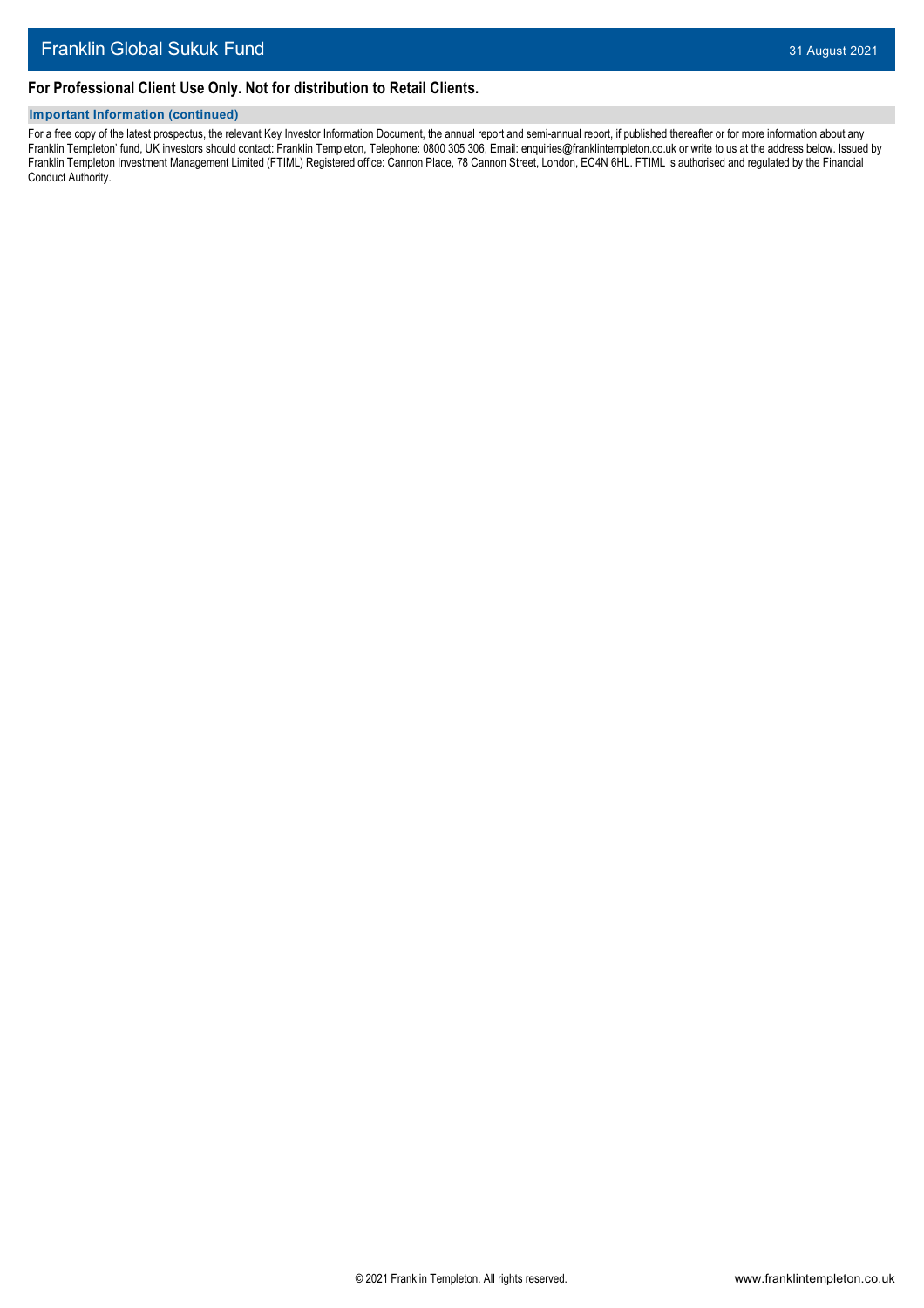**For Professional Client Use Only. Not for distribution to Retail Clients.**

## Important Information (continued)

For a free copy of the latest prospectus, the relevant Key Investor Information Document, the annual report and semi-annual report, if published thereafter or for more information about any Franklin Templeton' fund, UK investors should contact: Franklin Templeton, Telephone: 0800 305 306, Email: enquiries@franklintempleton.co.uk or write to us at the address below. Issued by Franklin Templeton Investment Management Limited (FTIML) Registered office: Cannon Place, 78 Cannon Street, London, EC4N 6HL. FTIML is authorised and regulated by the Financial Conduct Authority.